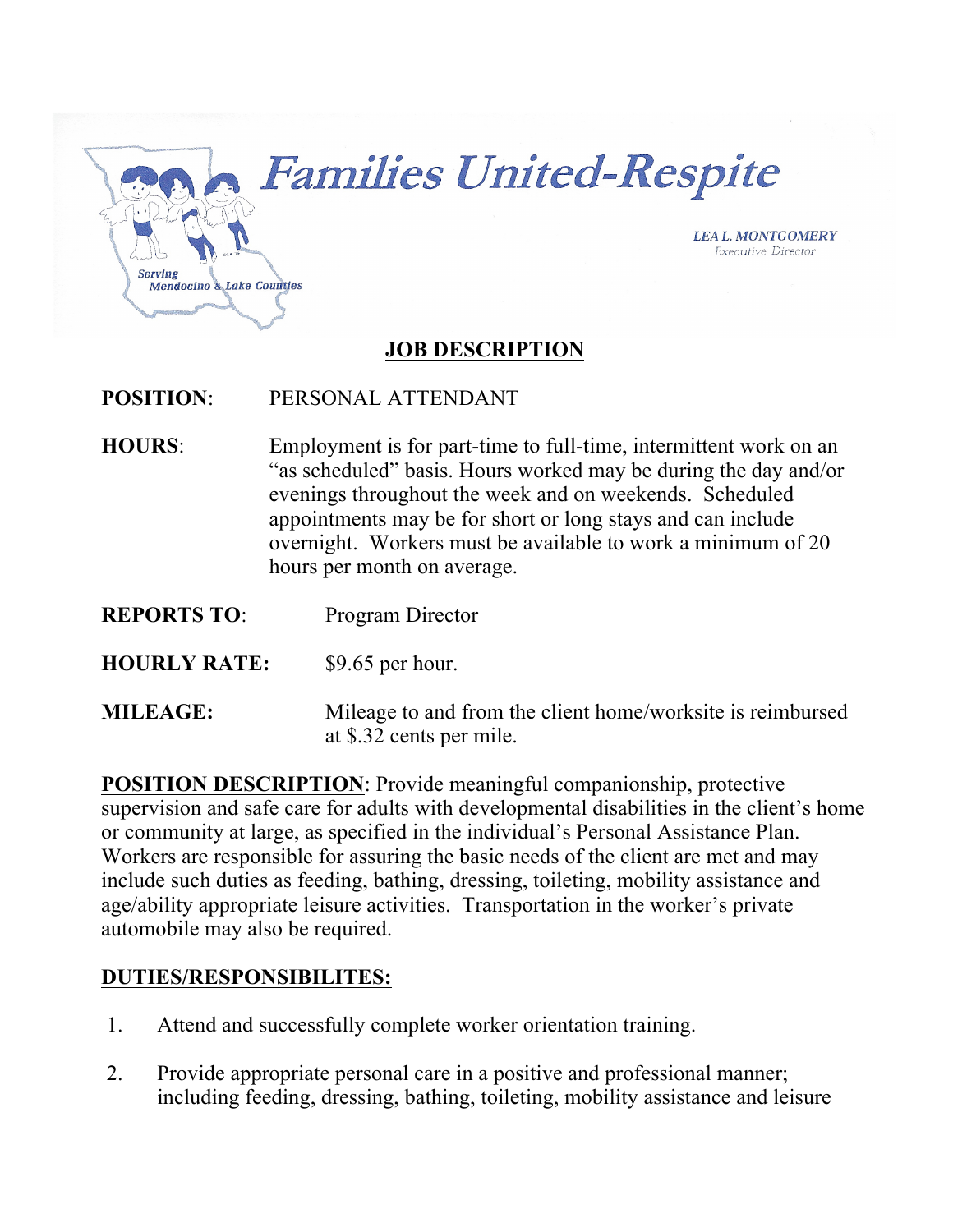# Families United-Respite

Serving Mendocino & Lake Counties

*LEA L. MONTGOMERY*
*Executive Director*

## JOB DESCRIPTION

**POSITION**: PERSONAL ATTENDANT

**HOURS**: Employment is for part-time to full-time, intermittent work on an "as scheduled" basis. Hours worked may be during the day and/or evenings throughout the week and on weekends. Scheduled appointments may be for short or long stays and can include overnight. Workers must be available to work a minimum of 20 hours per month on average.

**REPORTS TO**: Program Director

**HOURLY RATE:** $9.65 per hour.

**MILEAGE:** Mileage to and from the client home/worksite is reimbursed at $.32 cents per mile.

**POSITION DESCRIPTION**: Provide meaningful companionship, protective supervision and safe care for adults with developmental disabilities in the client's home or community at large, as specified in the individual's Personal Assistance Plan. Workers are responsible for assuring the basic needs of the client are met and may include such duties as feeding, bathing, dressing, toileting, mobility assistance and age/ability appropriate leisure activities. Transportation in the worker's private automobile may also be required.

**DUTIES/RESPONSIBILITES:**

1. Attend and successfully complete worker orientation training.
2. Provide appropriate personal care in a positive and professional manner; including feeding, dressing, bathing, toileting, mobility assistance and leisure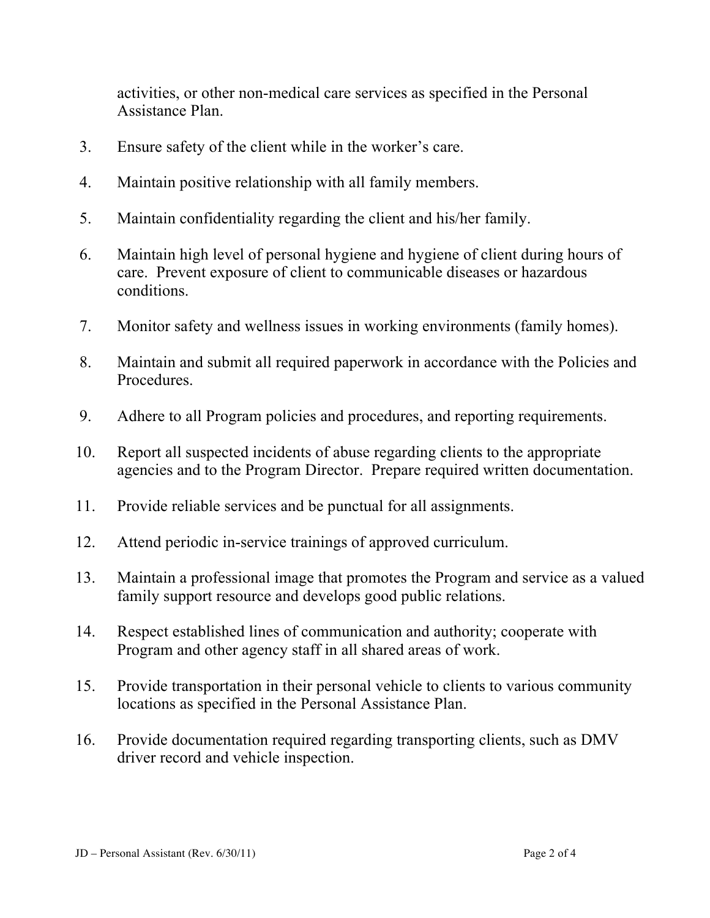activities, or other non-medical care services as specified in the Personal Assistance Plan.

3. Ensure safety of the client while in the worker's care.

4. Maintain positive relationship with all family members.

5. Maintain confidentiality regarding the client and his/her family.

6. Maintain high level of personal hygiene and hygiene of client during hours of care. Prevent exposure of client to communicable diseases or hazardous conditions.

7. Monitor safety and wellness issues in working environments (family homes).

8. Maintain and submit all required paperwork in accordance with the Policies and Procedures.

9. Adhere to all Program policies and procedures, and reporting requirements.

10. Report all suspected incidents of abuse regarding clients to the appropriate agencies and to the Program Director. Prepare required written documentation.

11. Provide reliable services and be punctual for all assignments.

12. Attend periodic in-service trainings of approved curriculum.

13. Maintain a professional image that promotes the Program and service as a valued family support resource and develops good public relations.

14. Respect established lines of communication and authority; cooperate with Program and other agency staff in all shared areas of work.

15. Provide transportation in their personal vehicle to clients to various community locations as specified in the Personal Assistance Plan.

16. Provide documentation required regarding transporting clients, such as DMV driver record and vehicle inspection.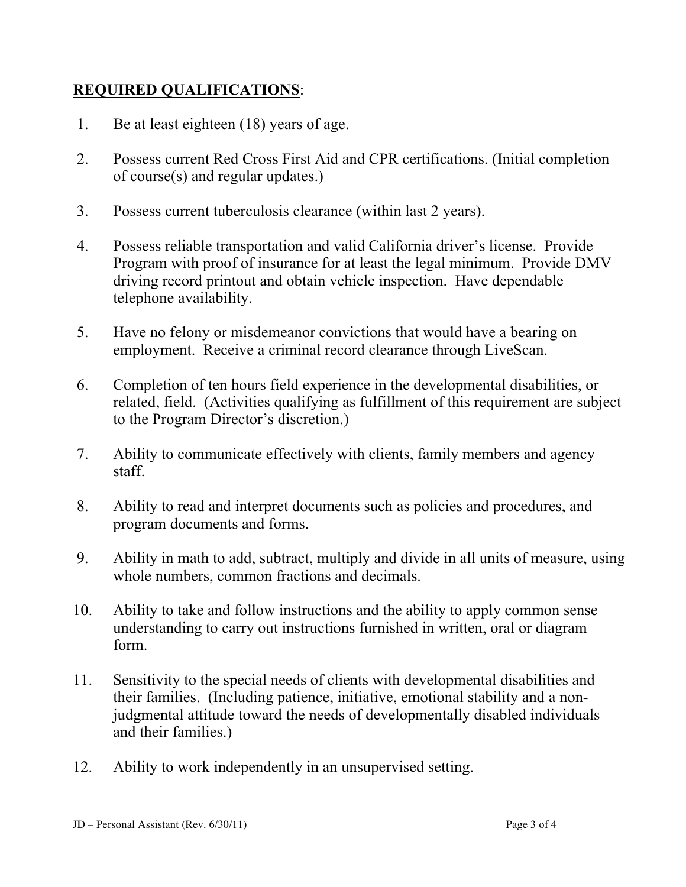**<u>REQUIRED QUALIFICATIONS</u>**:

1. Be at least eighteen (18) years of age.

2. Possess current Red Cross First Aid and CPR certifications. (Initial completion of course(s) and regular updates.)

3. Possess current tuberculosis clearance (within last 2 years).

4. Possess reliable transportation and valid California driver's license. Provide Program with proof of insurance for at least the legal minimum. Provide DMV driving record printout and obtain vehicle inspection. Have dependable telephone availability.

5. Have no felony or misdemeanor convictions that would have a bearing on employment. Receive a criminal record clearance through LiveScan.

6. Completion of ten hours field experience in the developmental disabilities, or related, field. (Activities qualifying as fulfillment of this requirement are subject to the Program Director's discretion.)

7. Ability to communicate effectively with clients, family members and agency staff.

8. Ability to read and interpret documents such as policies and procedures, and program documents and forms.

9. Ability in math to add, subtract, multiply and divide in all units of measure, using whole numbers, common fractions and decimals.

10. Ability to take and follow instructions and the ability to apply common sense understanding to carry out instructions furnished in written, oral or diagram form.

11. Sensitivity to the special needs of clients with developmental disabilities and their families. (Including patience, initiative, emotional stability and a non-judgmental attitude toward the needs of developmentally disabled individuals and their families.)

12. Ability to work independently in an unsupervised setting.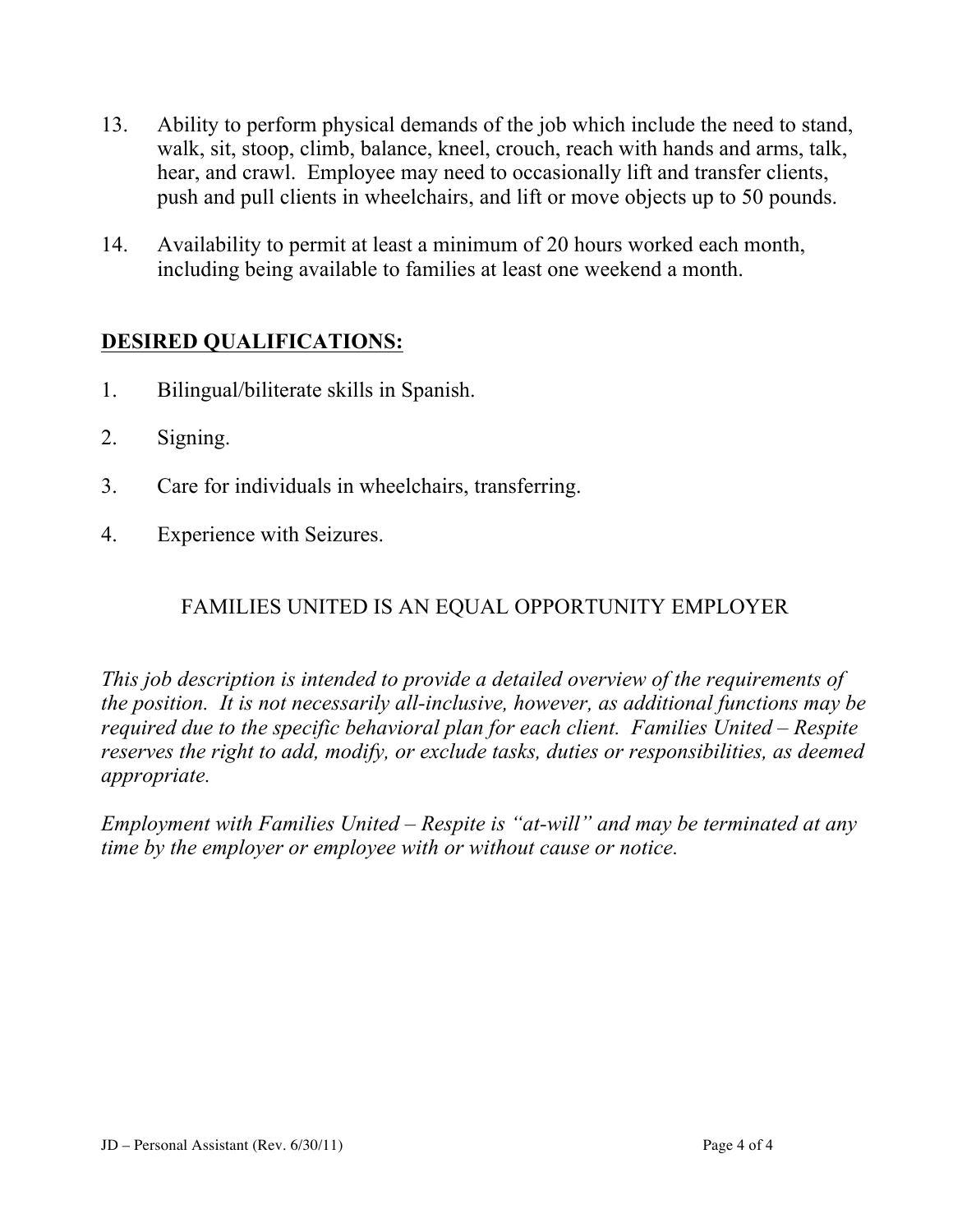13. Ability to perform physical demands of the job which include the need to stand, walk, sit, stoop, climb, balance, kneel, crouch, reach with hands and arms, talk, hear, and crawl. Employee may need to occasionally lift and transfer clients, push and pull clients in wheelchairs, and lift or move objects up to 50 pounds.

14. Availability to permit at least a minimum of 20 hours worked each month, including being available to families at least one weekend a month.

## DESIRED QUALIFICATIONS:

1. Bilingual/biliterate skills in Spanish.

2. Signing.

3. Care for individuals in wheelchairs, transferring.

4. Experience with Seizures.

FAMILIES UNITED IS AN EQUAL OPPORTUNITY EMPLOYER

*This job description is intended to provide a detailed overview of the requirements of the position. It is not necessarily all-inclusive, however, as additional functions may be required due to the specific behavioral plan for each client. Families United – Respite reserves the right to add, modify, or exclude tasks, duties or responsibilities, as deemed appropriate.*

*Employment with Families United – Respite is "at-will" and may be terminated at any time by the employer or employee with or without cause or notice.*